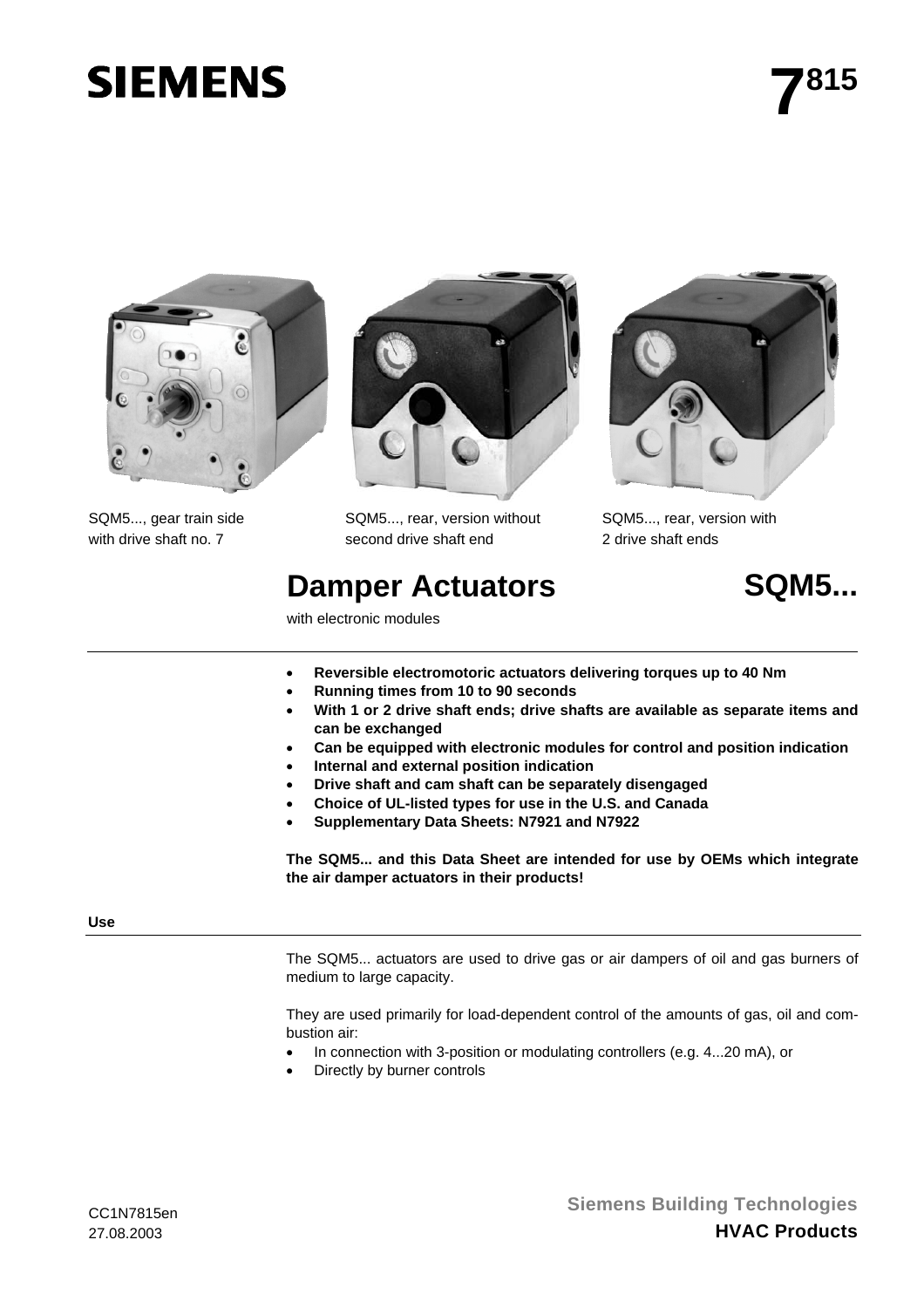SIEMENS

# 7815

SQM5..., gear train side with drive shaft no. 7

SQM5..., rear, version without second drive shaft end

SQM5..., rear, version with 2 drive shaft ends

# Damper Actuators SQM5...

with electronic modules

- **Reversible electromotoric actuators delivering torques up to 40 Nm**
- **Running times from 10 to 90 seconds**
- **With 1 or 2 drive shaft ends; drive shafts are available as separate items and can be exchanged**
- **Can be equipped with electronic modules for control and position indication**
- **Internal and external position indication**
- **Drive shaft and cam shaft can be separately disengaged**
- **Choice of UL-listed types for use in the U.S. and Canada**
- **Supplementary Data Sheets: N7921 and N7922**

**The SQM5... and this Data Sheet are intended for use by OEMs which integrate the air damper actuators in their products!**

## Use

The SQM5... actuators are used to drive gas or air dampers of oil and gas burners of medium to large capacity.

They are used primarily for load-dependent control of the amounts of gas, oil and combustion air:

- In connection with 3-position or modulating controllers (e.g. 4...20 mA), or
- Directly by burner controls

CC1N7815en
27.08.2003

**Siemens Building Technologies**
**HVAC Products**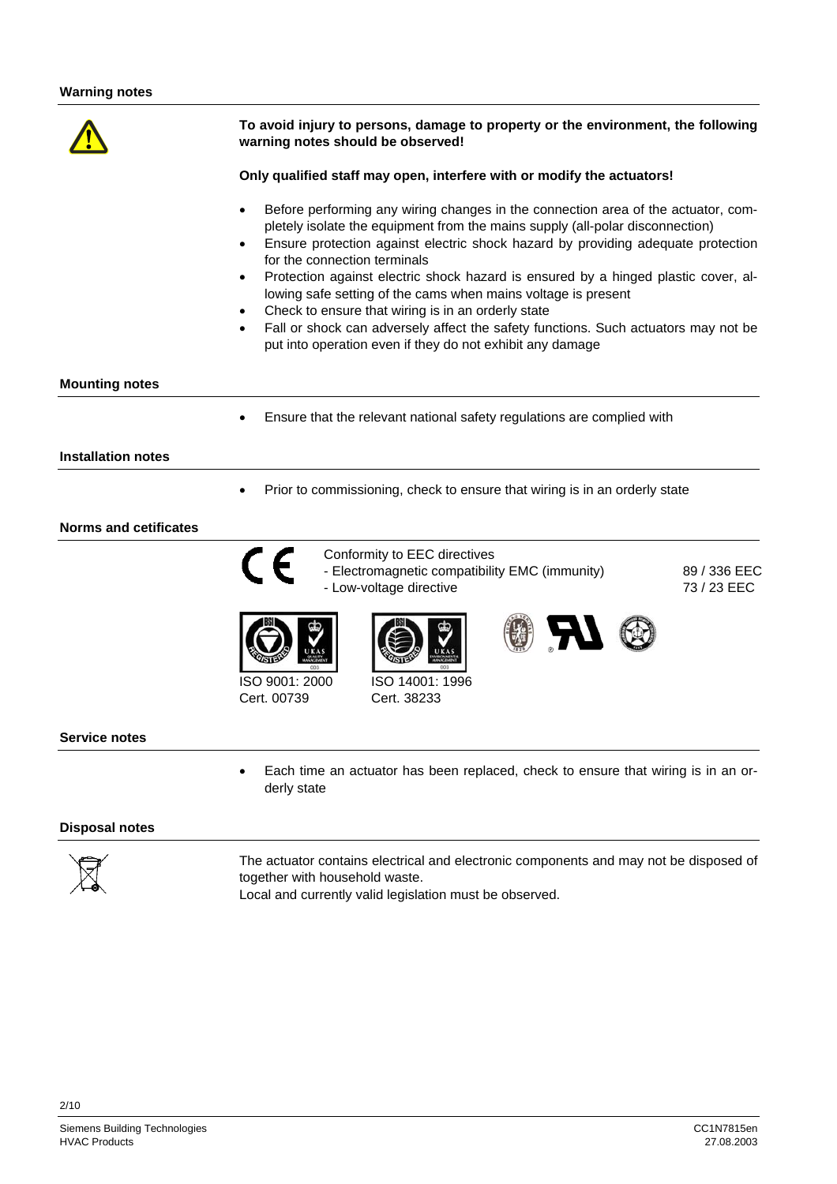## Warning notes

**To avoid injury to persons, damage to property or the environment, the following warning notes should be observed!**

**Only qualified staff may open, interfere with or modify the actuators!**

- Before performing any wiring changes in the connection area of the actuator, completely isolate the equipment from the mains supply (all-polar disconnection)
- Ensure protection against electric shock hazard by providing adequate protection for the connection terminals
- Protection against electric shock hazard is ensured by a hinged plastic cover, allowing safe setting of the cams when mains voltage is present
- Check to ensure that wiring is in an orderly state
- Fall or shock can adversely affect the safety functions. Such actuators may not be put into operation even if they do not exhibit any damage

## Mounting notes

- Ensure that the relevant national safety regulations are complied with

## Installation notes

- Prior to commissioning, check to ensure that wiring is in an orderly state

## Norms and cetificates

Conformity to EEC directives

| | |
|---|---|
| - Electromagnetic compatibility EMC (immunity) | 89 / 336 EEC |
| - Low-voltage directive | 73 / 23 EEC |

ISO 9001: 2000
Cert. 00739

ISO 14001: 1996
Cert. 38233

## Service notes

- Each time an actuator has been replaced, check to ensure that wiring is in an orderly state

## Disposal notes

The actuator contains electrical and electronic components and may not be disposed of together with household waste.
Local and currently valid legislation must be observed.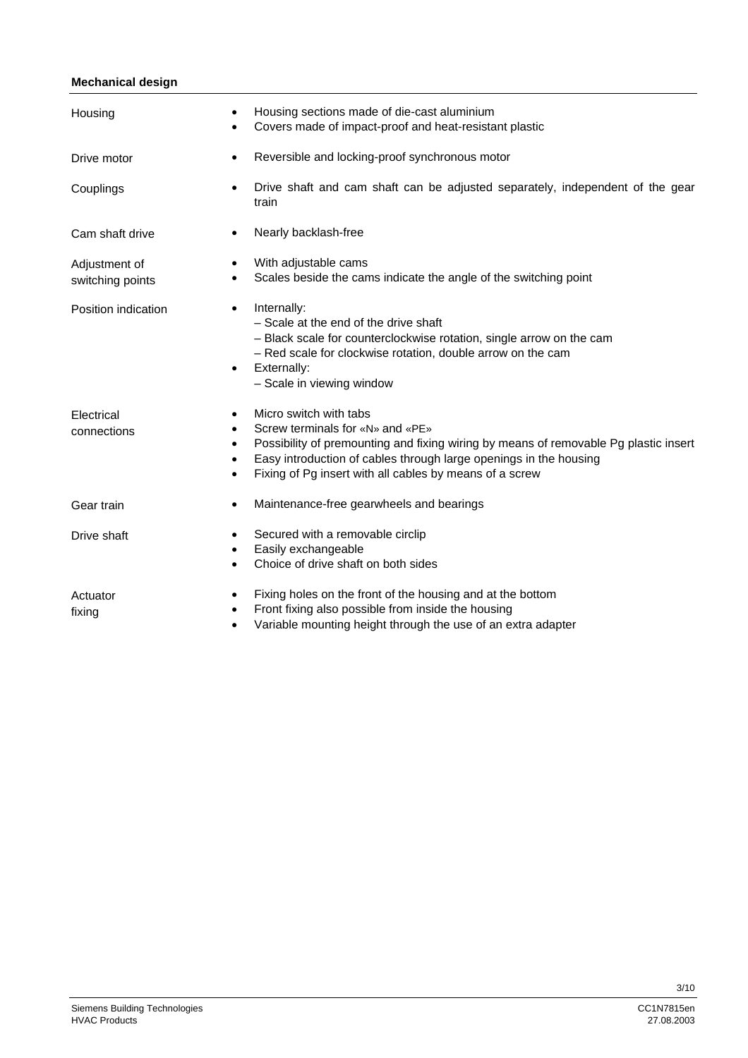**Mechanical design**

| | |
|---|---|
| Housing | • Housing sections made of die-cast aluminium<br>• Covers made of impact-proof and heat-resistant plastic |
| Drive motor | • Reversible and locking-proof synchronous motor |
| Couplings | • Drive shaft and cam shaft can be adjusted separately, independent of the gear train |
| Cam shaft drive | • Nearly backlash-free |
| Adjustment of switching points | • With adjustable cams<br>• Scales beside the cams indicate the angle of the switching point |
| Position indication | • Internally:<br>– Scale at the end of the drive shaft<br>– Black scale for counterclockwise rotation, single arrow on the cam<br>– Red scale for clockwise rotation, double arrow on the cam<br>• Externally:<br>– Scale in viewing window |
| Electrical connections | • Micro switch with tabs<br>• Screw terminals for «N» and «PE»<br>• Possibility of premounting and fixing wiring by means of removable Pg plastic insert<br>• Easy introduction of cables through large openings in the housing<br>• Fixing of Pg insert with all cables by means of a screw |
| Gear train | • Maintenance-free gearwheels and bearings |
| Drive shaft | • Secured with a removable circlip<br>• Easily exchangeable<br>• Choice of drive shaft on both sides |
| Actuator fixing | • Fixing holes on the front of the housing and at the bottom<br>• Front fixing also possible from inside the housing<br>• Variable mounting height through the use of an extra adapter |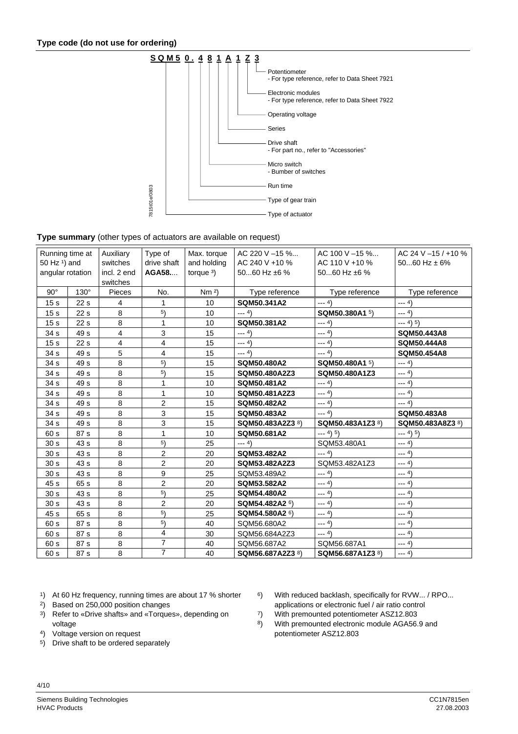## Type code (do not use for ordering)

**S Q M 5 0 . 4 8 1 A 1 Z 3**

- Potentiometer
  - For type reference, refer to Data Sheet 7921
- Electronic modules
  - For type reference, refer to Data Sheet 7922
- Operating voltage
- Series
- Drive shaft
  - For part no., refer to "Accessories"
- Micro switch
  - Bumber of switches
- Run time
- Type of gear train
- Type of actuator

7815t01e/0803

**Type summary** (other types of actuators are available on request)

| Running time at 50 Hz [1]) and angular rotation | | Auxiliary switches incl. 2 end switches | Type of drive shaft **AGA58....** | Max. torque and holding torque [3]) | AC 220 V –15 %... AC 240 V +10 % 50...60 Hz ±6 % | AC 100 V –15 %... AC 110 V +10 % 50...60 Hz ±6 % | AC 24 V –15 / +10 % 50...60 Hz ± 6% |
|---|---|---|---|---|---|---|---|
| 90° | 130° | Pieces | No. | Nm [2]) | Type reference | Type reference | Type reference |
| 15 s | 22 s | 4 | 1 | 10 | **SQM50.341A2** | --- [4]) | --- [4]) |
| 15 s | 22 s | 8 | [5]) | 10 | --- [4]) | **SQM50.380A1** [5]) | --- [4]) |
| 15 s | 22 s | 8 | 1 | 10 | **SQM50.381A2** | --- [4]) | --- [4]) [5]) |
| 34 s | 49 s | 4 | 3 | 15 | --- [4]) | --- [4]) | **SQM50.443A8** |
| 15 s | 22 s | 4 | 4 | 15 | --- [4]) | --- [4]) | **SQM50.444A8** |
| 34 s | 49 s | 5 | 4 | 15 | --- [4]) | --- [4]) | **SQM50.454A8** |
| 34 s | 49 s | 8 | [5]) | 15 | **SQM50.480A2** | **SQM50.480A1** [5]) | --- [4]) |
| 34 s | 49 s | 8 | [5]) | 15 | **SQM50.480A2Z3** | **SQM50.480A1Z3** | --- [4]) |
| 34 s | 49 s | 8 | 1 | 10 | **SQM50.481A2** | --- [4]) | --- [4]) |
| 34 s | 49 s | 8 | 1 | 10 | **SQM50.481A2Z3** | --- [4]) | --- [4]) |
| 34 s | 49 s | 8 | 2 | 15 | **SQM50.482A2** | --- [4]) | --- [4]) |
| 34 s | 49 s | 8 | 3 | 15 | **SQM50.483A2** | --- [4]) | **SQM50.483A8** |
| 34 s | 49 s | 8 | 3 | 15 | **SQM50.483A2Z3** [8]) | **SQM50.483A1Z3** [8]) | **SQM50.483A8Z3** [8]) |
| 60 s | 87 s | 8 | 1 | 10 | **SQM50.681A2** | --- [4]) [5]) | --- [4]) [5]) |
| 30 s | 43 s | 8 | [5]) | 25 | --- [4]) | SQM53.480A1 | --- [4]) |
| 30 s | 43 s | 8 | 2 | 20 | **SQM53.482A2** | --- [4]) | --- [4]) |
| 30 s | 43 s | 8 | 2 | 20 | **SQM53.482A2Z3** | SQM53.482A1Z3 | --- [4]) |
| 30 s | 43 s | 8 | 9 | 25 | SQM53.489A2 | --- [4]) | --- [4]) |
| 45 s | 65 s | 8 | 2 | 20 | **SQM53.582A2** | --- [4]) | --- [4]) |
| 30 s | 43 s | 8 | [5]) | 25 | **SQM54.480A2** | --- [4]) | --- [4]) |
| 30 s | 43 s | 8 | 2 | 20 | **SQM54.482A2** [6]) | --- [4]) | --- [4]) |
| 45 s | 65 s | 8 | [5]) | 25 | **SQM54.580A2** [6]) | --- [4]) | --- [4]) |
| 60 s | 87 s | 8 | [5]) | 40 | SQM56.680A2 | --- [4]) | --- [4]) |
| 60 s | 87 s | 8 | 4 | 30 | SQM56.684A2Z3 | --- [4]) | --- [4]) |
| 60 s | 87 s | 8 | 7 | 40 | SQM56.687A2 | SQM56.687A1 | --- [4]) |
| 60 s | 87 s | 8 | 7 | 40 | **SQM56.687A2Z3** [8]) | **SQM56.687A1Z3** [8]) | --- [4]) |

[1]) At 60 Hz frequency, running times are about 17 % shorter
[2]) Based on 250,000 position changes
[3]) Refer to «Drive shafts» and «Torques», depending on voltage
[4]) Voltage version on request
[5]) Drive shaft to be ordered separately
[6]) With reduced backlash, specifically for RVW... / RPO... applications or electronic fuel / air ratio control
[7]) With premounted potentiometer ASZ12.803
[8]) With premounted electronic module AGA56.9 and potentiometer ASZ12.803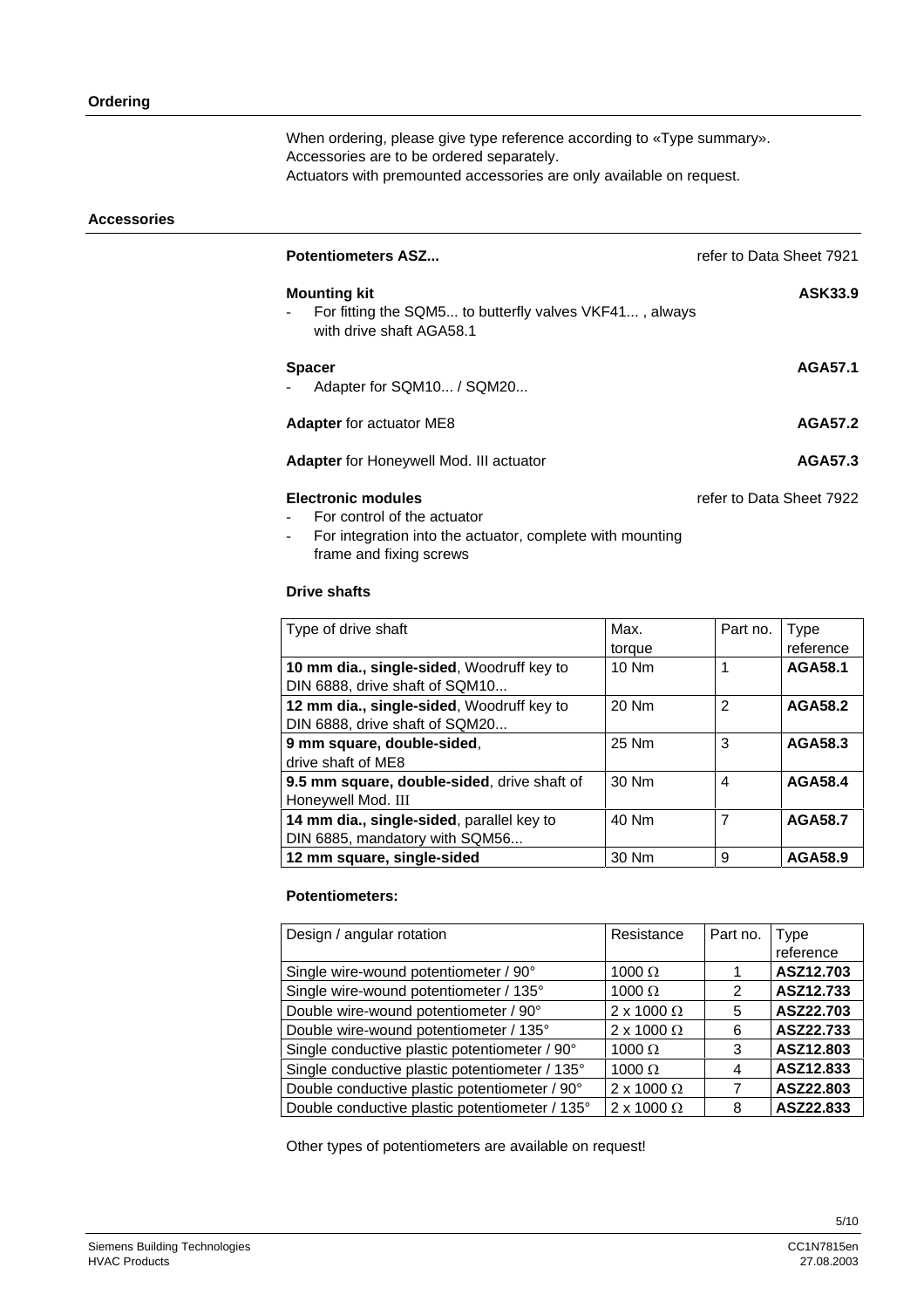## Ordering

When ordering, please give type reference according to «Type summary».
Accessories are to be ordered separately.
Actuators with premounted accessories are only available on request.

## Accessories

**Potentiometers ASZ...** refer to Data Sheet 7921

**Mounting kit** **ASK33.9**
- For fitting the SQM5... to butterfly valves VKF41... , always with drive shaft AGA58.1

**Spacer** **AGA57.1**
- Adapter for SQM10... / SQM20...

**Adapter** for actuator ME8 **AGA57.2**

**Adapter** for Honeywell Mod. III actuator **AGA57.3**

**Electronic modules** refer to Data Sheet 7922
- For control of the actuator
- For integration into the actuator, complete with mounting frame and fixing screws

### Drive shafts

| Type of drive shaft | Max. torque | Part no. | Type reference |
|---|---|---|---|
| **10 mm dia., single-sided**, Woodruff key to DIN 6888, drive shaft of SQM10... | 10 Nm | 1 | **AGA58.1** |
| **12 mm dia., single-sided**, Woodruff key to DIN 6888, drive shaft of SQM20... | 20 Nm | 2 | **AGA58.2** |
| **9 mm square, double-sided**, drive shaft of ME8 | 25 Nm | 3 | **AGA58.3** |
| **9.5 mm square, double-sided**, drive shaft of Honeywell Mod. III | 30 Nm | 4 | **AGA58.4** |
| **14 mm dia., single-sided**, parallel key to DIN 6885, mandatory with SQM56... | 40 Nm | 7 | **AGA58.7** |
| **12 mm square, single-sided** | 30 Nm | 9 | **AGA58.9** |

### Potentiometers:

| Design / angular rotation | Resistance | Part no. | Type reference |
|---|---|---|---|
| Single wire-wound potentiometer / 90° | 1000 Ω | 1 | **ASZ12.703** |
| Single wire-wound potentiometer / 135° | 1000 Ω | 2 | **ASZ12.733** |
| Double wire-wound potentiometer / 90° | 2 x 1000 Ω | 5 | **ASZ22.703** |
| Double wire-wound potentiometer / 135° | 2 x 1000 Ω | 6 | **ASZ22.733** |
| Single conductive plastic potentiometer / 90° | 1000 Ω | 3 | **ASZ12.803** |
| Single conductive plastic potentiometer / 135° | 1000 Ω | 4 | **ASZ12.833** |
| Double conductive plastic potentiometer / 90° | 2 x 1000 Ω | 7 | **ASZ22.803** |
| Double conductive plastic potentiometer / 135° | 2 x 1000 Ω | 8 | **ASZ22.833** |

Other types of potentiometers are available on request!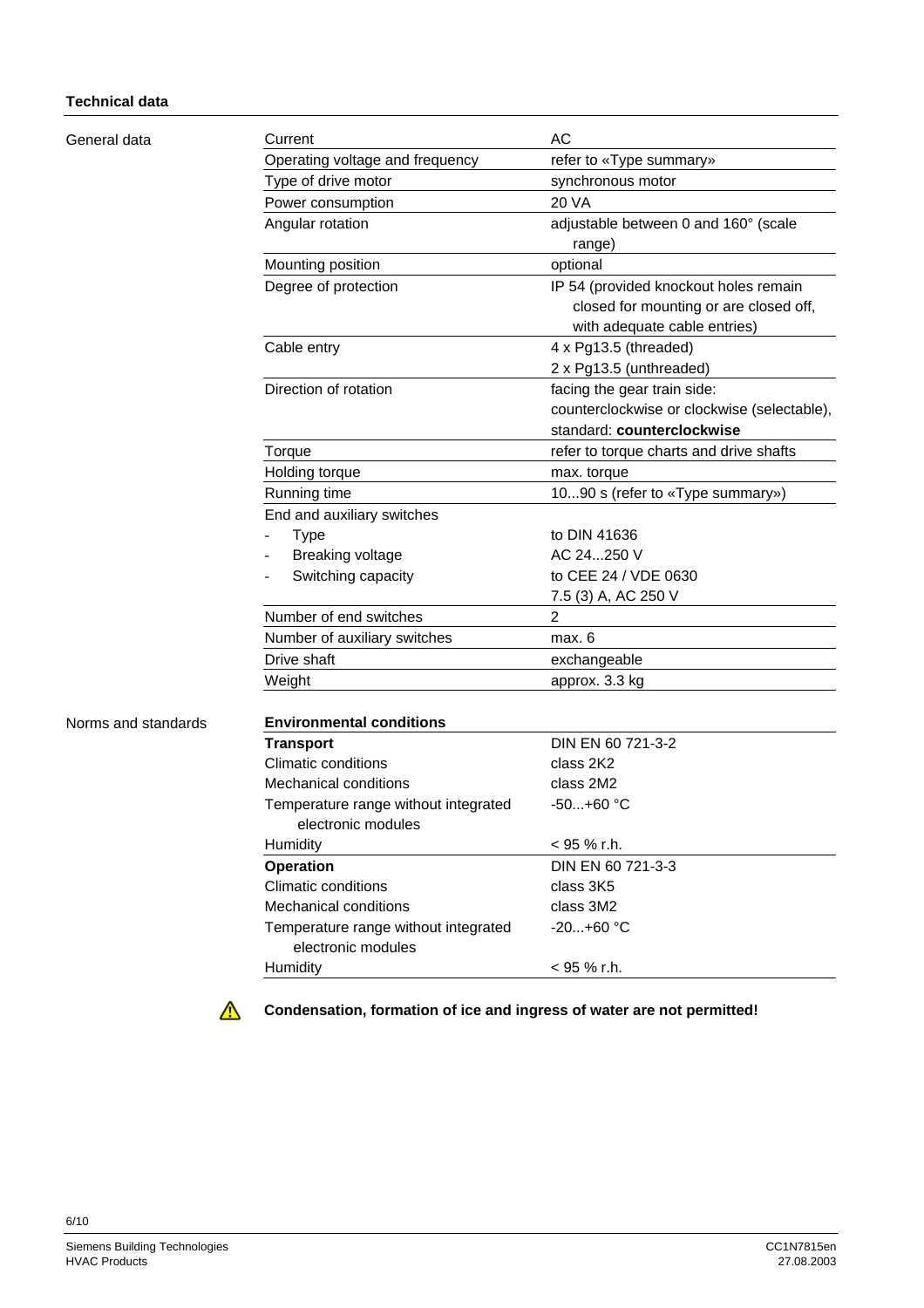## Technical data

General data

| | |
|---|---|
| Current | AC |
| Operating voltage and frequency | refer to «Type summary» |
| Type of drive motor | synchronous motor |
| Power consumption | 20 VA |
| Angular rotation | adjustable between 0 and 160° (scale range) |
| Mounting position | optional |
| Degree of protection | IP 54 (provided knockout holes remain closed for mounting or are closed off, with adequate cable entries) |
| Cable entry | 4 x Pg13.5 (threaded)<br>2 x Pg13.5 (unthreaded) |
| Direction of rotation | facing the gear train side:<br>counterclockwise or clockwise (selectable),<br>standard: **counterclockwise** |
| Torque | refer to torque charts and drive shafts |
| Holding torque | max. torque |
| Running time | 10...90 s (refer to «Type summary») |
| End and auxiliary switches | |
| - Type | to DIN 41636 |
| - Breaking voltage | AC 24...250 V |
| - Switching capacity | to CEE 24 / VDE 0630<br>7.5 (3) A, AC 250 V |
| Number of end switches | 2 |
| Number of auxiliary switches | max. 6 |
| Drive shaft | exchangeable |
| Weight | approx. 3.3 kg |

Norms and standards

| **Environmental conditions** | |
|---|---|
| **Transport** | DIN EN 60 721-3-2 |
| Climatic conditions | class 2K2 |
| Mechanical conditions | class 2M2 |
| Temperature range without integrated electronic modules | -50...+60 °C |
| Humidity | < 95 % r.h. |
| **Operation** | DIN EN 60 721-3-3 |
| Climatic conditions | class 3K5 |
| Mechanical conditions | class 3M2 |
| Temperature range without integrated electronic modules | -20...+60 °C |
| Humidity | < 95 % r.h. |

⚠ **Condensation, formation of ice and ingress of water are not permitted!**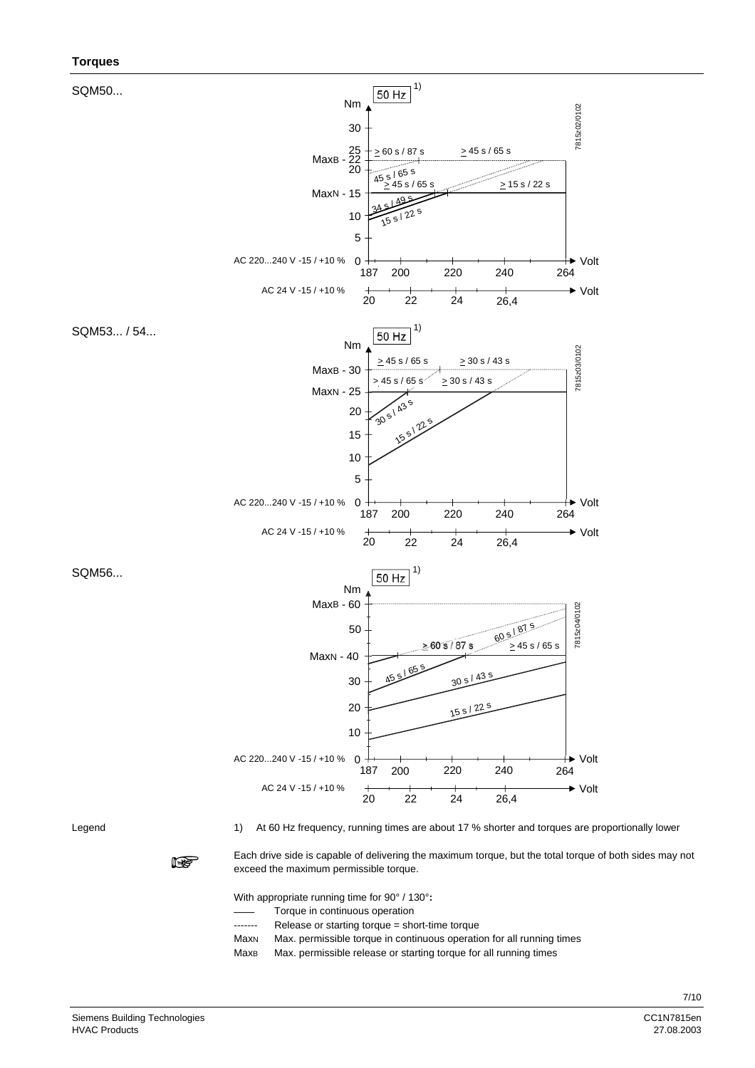## Torques

SQM50...

50 Hz 1)

Nm

30
25
MaxB - 22
20
MaxN - 15
10
5
0

≥ 60 s / 87 s
≥ 45 s / 65 s
45 s / 65 s
≥ 45 s / 65 s
≥ 15 s / 22 s
34 s / 49 s
15 s / 22 s

AC 220...240 V -15 / +10 % — 187, 200, 220, 240, 264 Volt

AC 24 V -15 / +10 % — 20, 22, 24, 26,4 Volt

7815z02/0102

SQM53... / 54...

50 Hz 1)

Nm

MaxB - 30
MaxN - 25
20
15
10
5
0

≥ 45 s / 65 s
≥ 30 s / 43 s
> 45 s / 65 s
≥ 30 s / 43 s
30 s / 43 s
15 s / 22 s

AC 220...240 V -15 / +10 % — 187, 200, 220, 240, 264 Volt

AC 24 V -15 / +10 % — 20, 22, 24, 26,4 Volt

7815z03/0102

SQM56...

50 Hz 1)

Nm

MaxB - 60
50
MaxN - 40
30
20
10
0

60 s / 87 s
≥ 60 s / 87 s
≥ 45 s / 65 s
45 s / 65 s
30 s / 43 s
15 s / 22 s

AC 220...240 V -15 / +10 % — 187, 200, 220, 240, 264 Volt

AC 24 V -15 / +10 % — 20, 22, 24, 26,4 Volt

7815z04/0102

Legend

1) At 60 Hz frequency, running times are about 17 % shorter and torques are proportionally lower

Each drive side is capable of delivering the maximum torque, but the total torque of both sides may not exceed the maximum permissible torque.

With appropriate running time for 90° / 130°:

- ─── Torque in continuous operation
- ------- Release or starting torque = short-time torque
- $Max_N$ Max. permissible torque in continuous operation for all running times
- $Max_B$ Max. permissible release or starting torque for all running times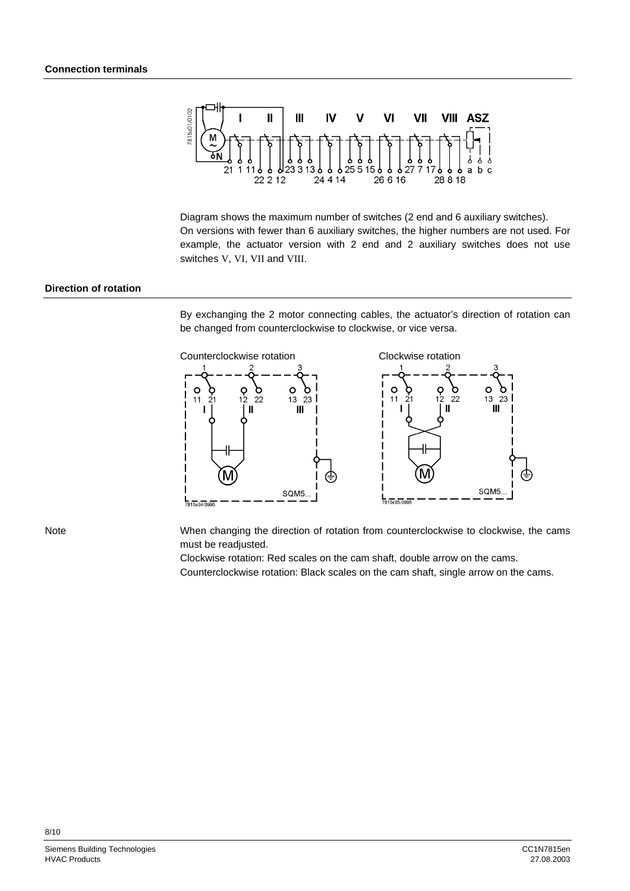## Connection terminals

Diagram shows the maximum number of switches (2 end and 6 auxiliary switches).
On versions with fewer than 6 auxiliary switches, the higher numbers are not used. For example, the actuator version with 2 end and 2 auxiliary switches does not use switches V, VI, VII and VIII.

## Direction of rotation

By exchanging the 2 motor connecting cables, the actuator's direction of rotation can be changed from counterclockwise to clockwise, or vice versa.

Counterclockwise rotation

Clockwise rotation

Note

When changing the direction of rotation from counterclockwise to clockwise, the cams must be readjusted.
Clockwise rotation: Red scales on the cam shaft, double arrow on the cams.
Counterclockwise rotation: Black scales on the cam shaft, single arrow on the cams.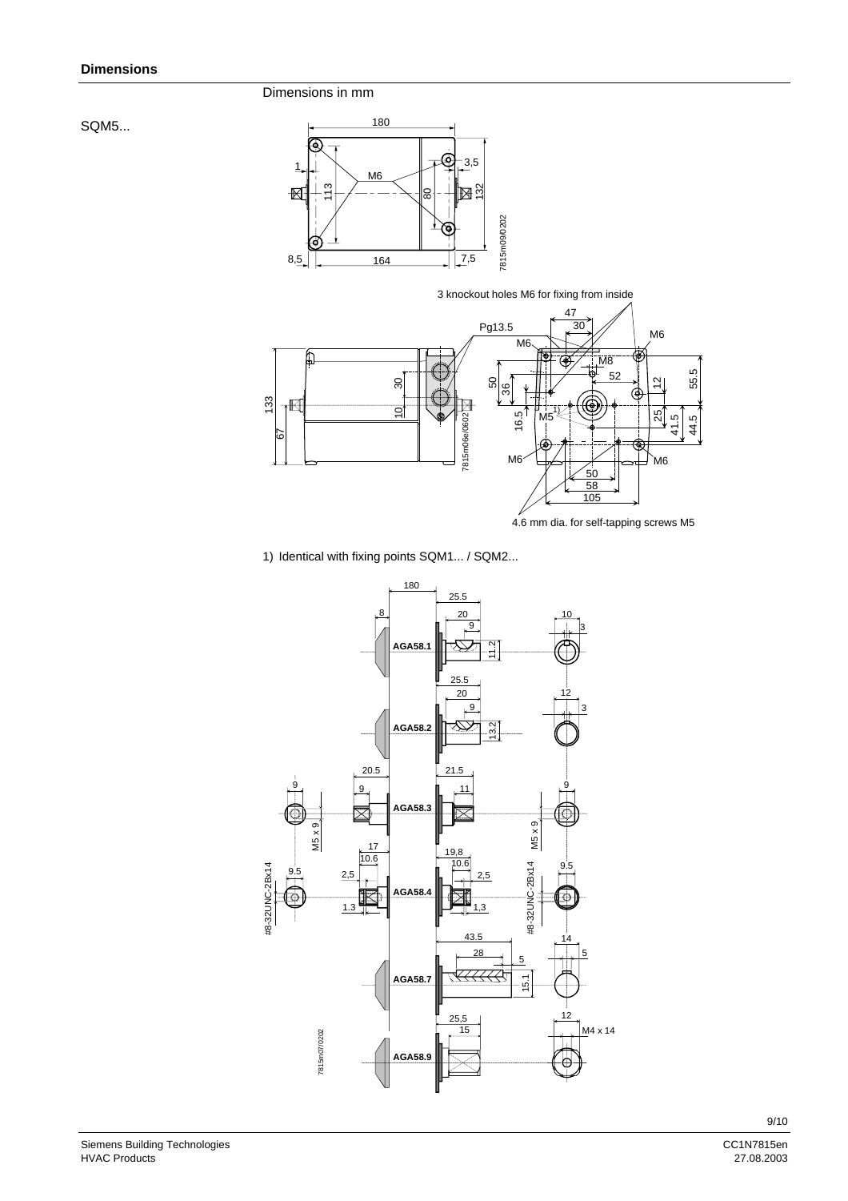## Dimensions

Dimensions in mm

SQM5...

3 knockout holes M6 for fixing from inside

4.6 mm dia. for self-tapping screws M5

1) Identical with fixing points SQM1... / SQM2...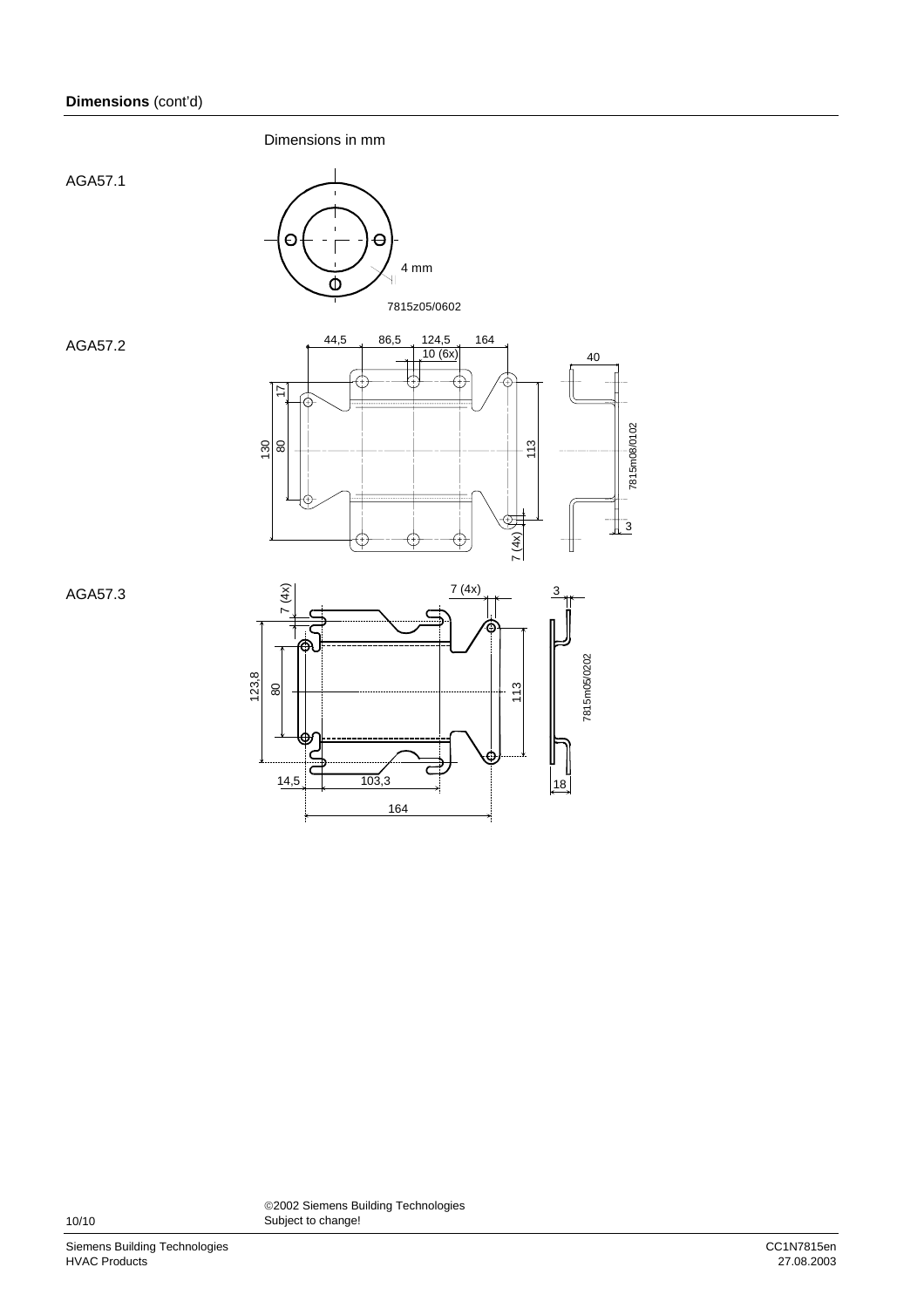**Dimensions** (cont'd)

Dimensions in mm

AGA57.1

4 mm

7815z05/0602

AGA57.2

44,5
86,5
124,5
164
10 (6x)
40
17
130
80
113
7815m08/0102
7 (4x)
3

AGA57.3

7 (4x)
7 (4x)
3
123,8
80
113
7815m05/0202
14,5
103,3
18
164

©2002 Siemens Building Technologies
Subject to change!